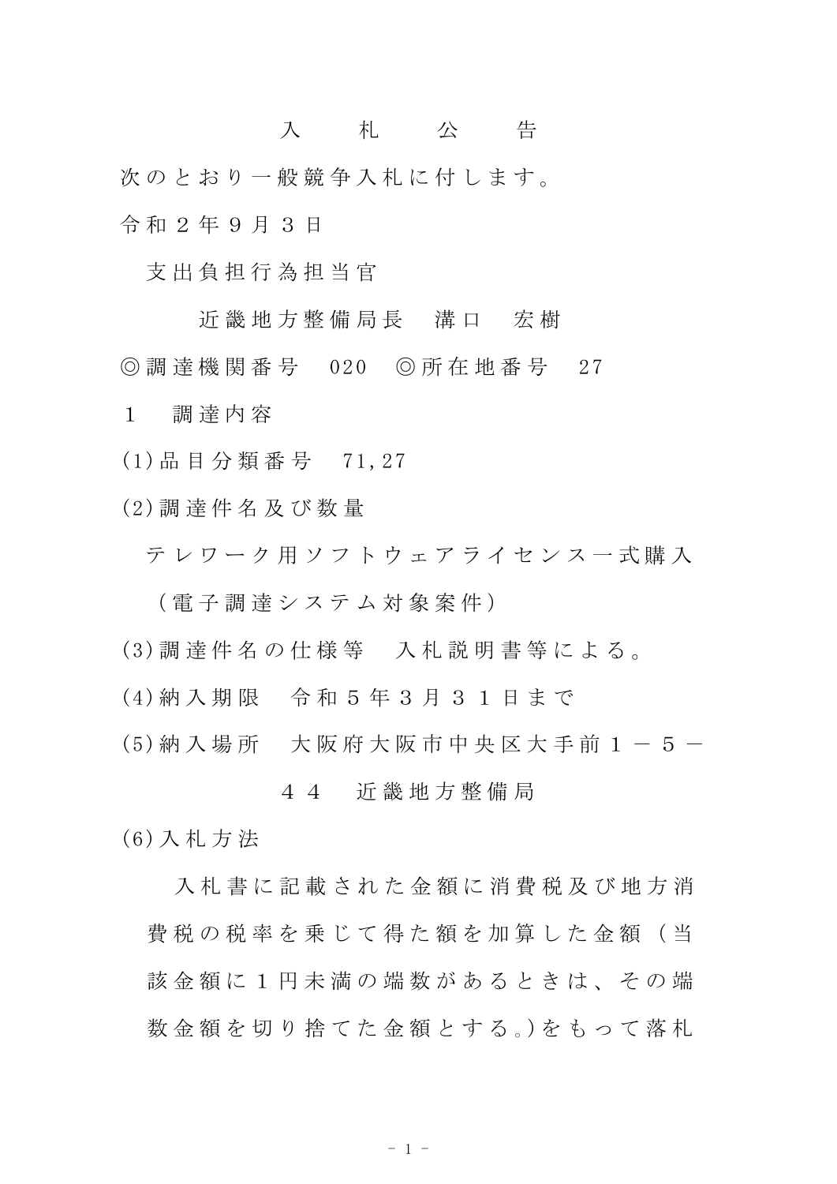# 入　札　公　告

次のとおり一般競争入札に付します。

令和２年９月３日

支出負担行為担当官

近畿地方整備局長　溝口　宏樹

◎調達機関番号　020　◎所在地番号　27

１　調達内容

(1)品目分類番号　71,27

(2)調達件名及び数量

テレワーク用ソフトウェアライセンス一式購入（電子調達システム対象案件）

(3)調達件名の仕様等　入札説明書等による。

(4)納入期限　令和５年３月３１日まで

(5)納入場所　大阪府大阪市中央区大手前１－５－４４　近畿地方整備局

(6)入札方法

入札書に記載された金額に消費税及び地方消費税の税率を乗じて得た額を加算した金額（当該金額に１円未満の端数があるときは、その端数金額を切り捨てた金額とする。)をもって落札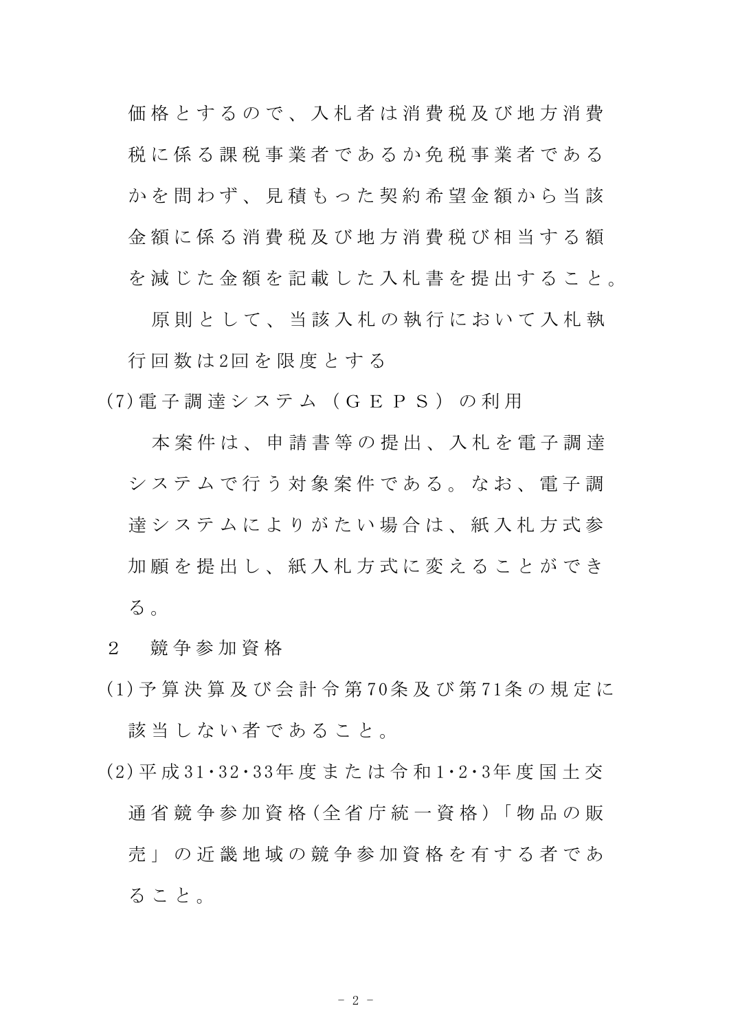価格とするので、入札者は消費税及び地方消費税に係る課税事業者であるか免税事業者であるかを問わず、見積もった契約希望金額から当該金額に係る消費税及び地方消費税び相当する額を減じた金額を記載した入札書を提出すること。

原則として、当該入札の執行において入札執行回数は2回を限度とする

(7) 電子調達システム（ＧＥＰＳ）の利用

本案件は、申請書等の提出、入札を電子調達システムで行う対象案件である。なお、電子調達システムによりがたい場合は、紙入札方式参加願を提出し、紙入札方式に変えることができる。

２　競争参加資格

(1) 予算決算及び会計令第70条及び第71条の規定に該当しない者であること。

(2) 平成31･32･33年度または令和1･2･3年度国土交通省競争参加資格(全省庁統一資格)「物品の販売」の近畿地域の競争参加資格を有する者であること。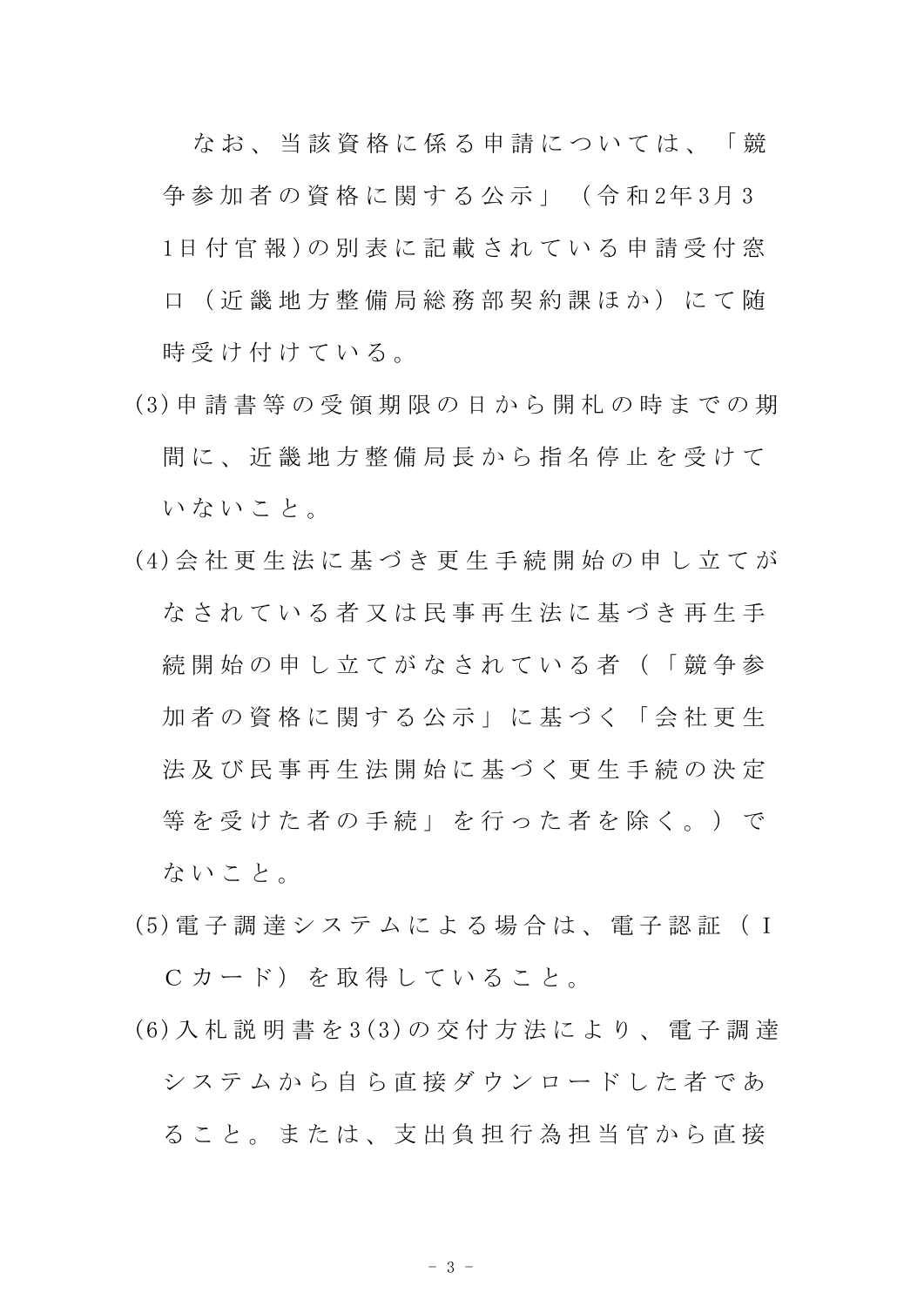なお、当該資格に係る申請については、「競争参加者の資格に関する公示」（令和2年3月31日付官報)の別表に記載されている申請受付窓口（近畿地方整備局総務部契約課ほか）にて随時受け付けている。

(3)申請書等の受領期限の日から開札の時までの期間に、近畿地方整備局長から指名停止を受けていないこと。

(4)会社更生法に基づき更生手続開始の申し立てがなされている者又は民事再生法に基づき再生手続開始の申し立てがなされている者（「競争参加者の資格に関する公示」に基づく「会社更生法及び民事再生法開始に基づく更生手続の決定等を受けた者の手続」を行った者を除く。）でないこと。

(5)電子調達システムによる場合は、電子認証（ICカード）を取得していること。

(6)入札説明書を3(3)の交付方法により、電子調達システムから自ら直接ダウンロードした者であること。または、支出負担行為担当官から直接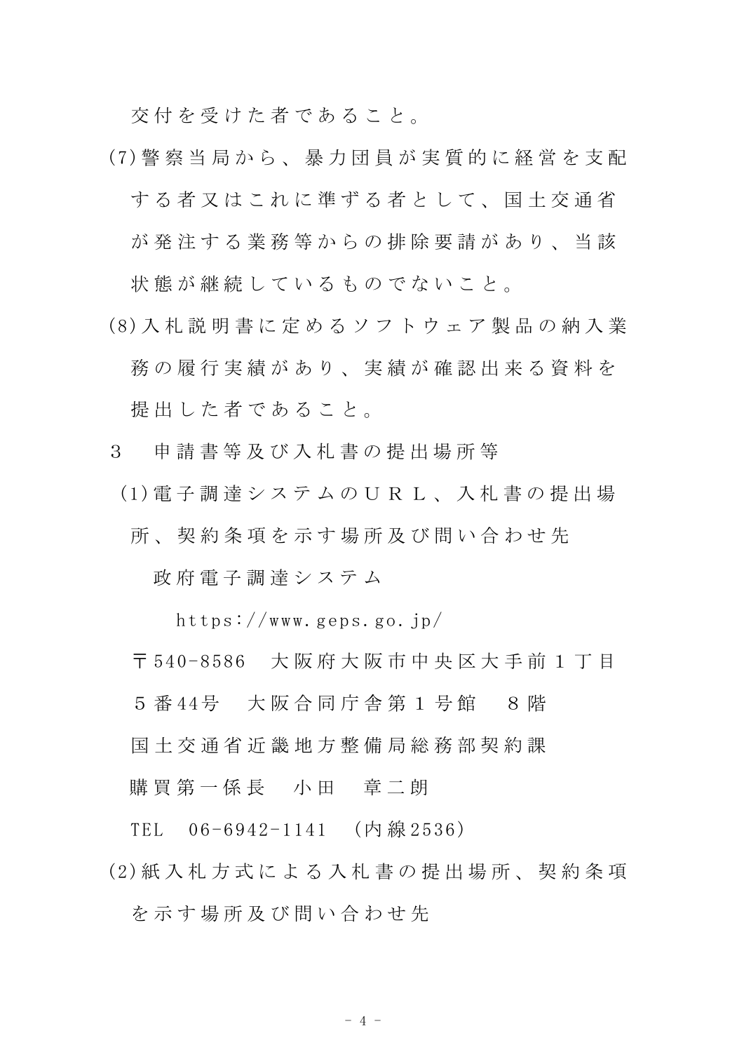交付を受けた者であること。

(7)警察当局から、暴力団員が実質的に経営を支配する者又はこれに準ずる者として、国土交通省が発注する業務等からの排除要請があり、当該状態が継続しているものでないこと。

(8)入札説明書に定めるソフトウェア製品の納入業務の履行実績があり、実績が確認出来る資料を提出した者であること。

3　申請書等及び入札書の提出場所等

(1)電子調達システムのＵＲＬ、入札書の提出場所、契約条項を示す場所及び問い合わせ先

政府電子調達システム

https://www.geps.go.jp/

〒540-8586　大阪府大阪市中央区大手前１丁目５番44号　大阪合同庁舎第１号館　８階

国土交通省近畿地方整備局総務部契約課

購買第一係長　小田　章二朗

TEL　06-6942-1141　(内線2536)

(2)紙入札方式による入札書の提出場所、契約条項を示す場所及び問い合わせ先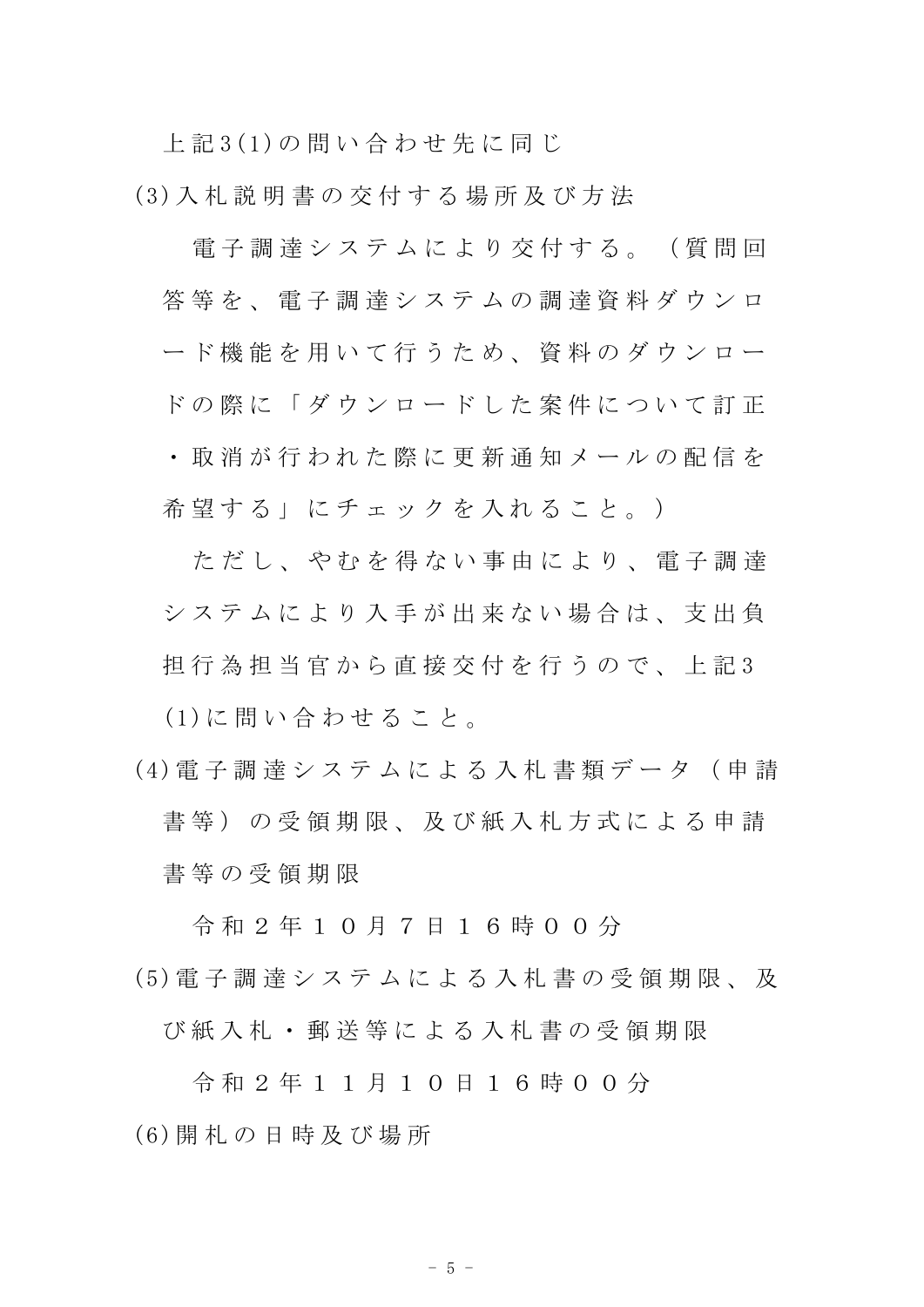上記3(1)の問い合わせ先に同じ

(3)入札説明書の交付する場所及び方法

電子調達システムにより交付する。（質問回答等を、電子調達システムの調達資料ダウンロード機能を用いて行うため、資料のダウンロードの際に「ダウンロードした案件について訂正・取消が行われた際に更新通知メールの配信を希望する」にチェックを入れること。）

ただし、やむを得ない事由により、電子調達システムにより入手が出来ない場合は、支出負担行為担当官から直接交付を行うので、上記3(1)に問い合わせること。

(4)電子調達システムによる入札書類データ（申請書等）の受領期限、及び紙入札方式による申請書等の受領期限

令和２年１０月７日１６時００分

(5)電子調達システムによる入札書の受領期限、及び紙入札・郵送等による入札書の受領期限

令和２年１１月１０日１６時００分

(6)開札の日時及び場所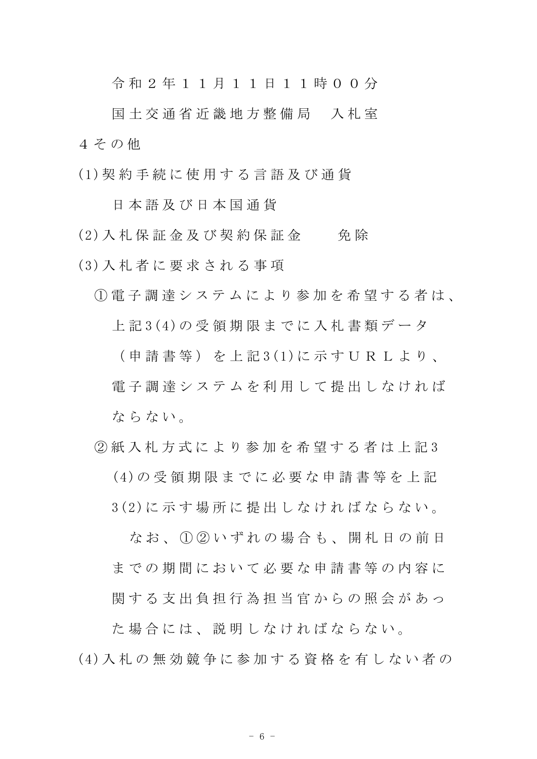令和２年１１月１１日１１時００分

国土交通省近畿地方整備局　入札室

４その他

(1)契約手続に使用する言語及び通貨

日本語及び日本国通貨

(2)入札保証金及び契約保証金　　免除

(3)入札者に要求される事項

①電子調達システムにより参加を希望する者は、上記3(4)の受領期限までに入札書類データ（申請書等）を上記3(1)に示すＵＲＬより、電子調達システムを利用して提出しなければならない。

②紙入札方式により参加を希望する者は上記3(4)の受領期限までに必要な申請書等を上記3(2)に示す場所に提出しなければならない。

なお、①②いずれの場合も、開札日の前日までの期間において必要な申請書等の内容に関する支出負担行為担当官からの照会があった場合には、説明しなければならない。

(4)入札の無効競争に参加する資格を有しない者の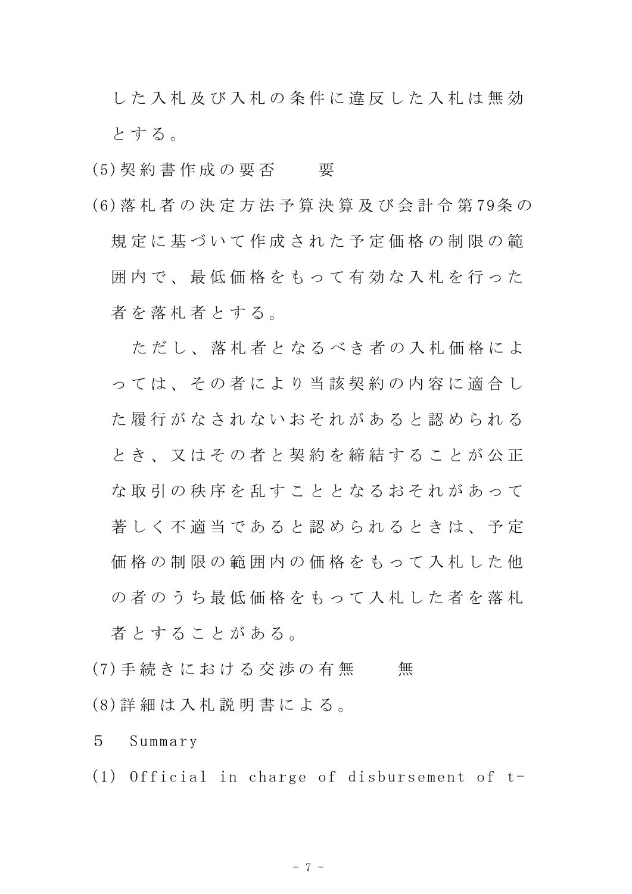した入札及び入札の条件に違反した入札は無効とする。

(5)契約書作成の要否　　要

(6)落札者の決定方法予算決算及び会計令第79条の規定に基づいて作成された予定価格の制限の範囲内で、最低価格をもって有効な入札を行った者を落札者とする。

　ただし、落札者となるべき者の入札価格によっては、その者により当該契約の内容に適合した履行がなされないおそれがあると認められるとき、又はその者と契約を締結することが公正な取引の秩序を乱すこととなるおそれがあって著しく不適当であると認められるときは、予定価格の制限の範囲内の価格をもって入札した他の者のうち最低価格をもって入札した者を落札者とすることがある。

(7)手続きにおける交渉の有無　　無

(8)詳細は入札説明書による。

5　Summary

(1) Official in charge of disbursement of t-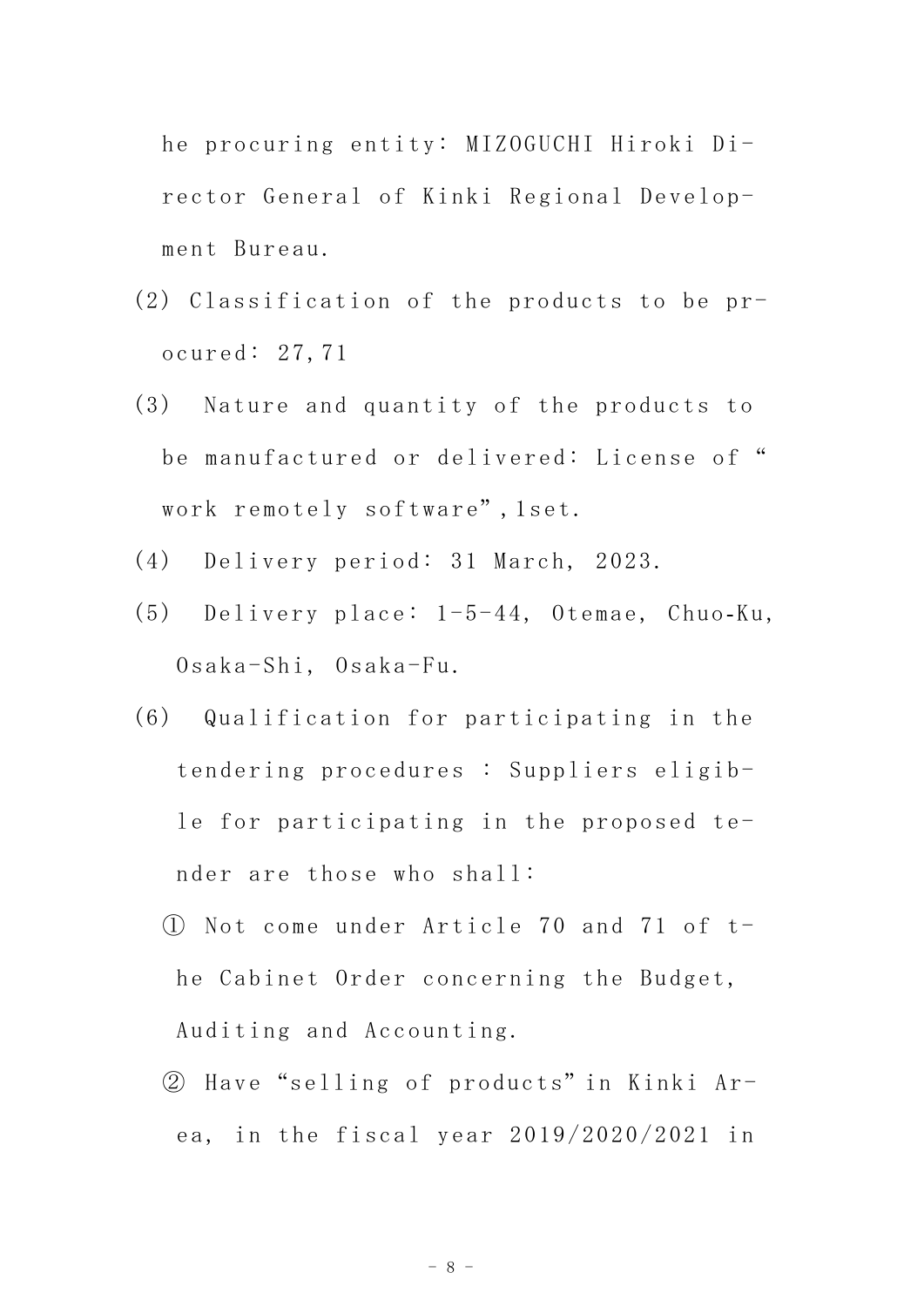he procuring entity: MIZOGUCHI Hiroki Director General of Kinki Regional Development Bureau.

(2) Classification of the products to be procured: 27,71

(3) Nature and quantity of the products to be manufactured or delivered: License of "work remotely software",1set.

(4) Delivery period: 31 March, 2023.

(5) Delivery place: 1-5-44, Otemae, Chuo-Ku, Osaka-Shi, Osaka-Fu.

(6) Qualification for participating in the tendering procedures : Suppliers eligible for participating in the proposed tender are those who shall:

① Not come under Article 70 and 71 of the Cabinet Order concerning the Budget, Auditing and Accounting.

② Have "selling of products" in Kinki Area, in the fiscal year 2019/2020/2021 in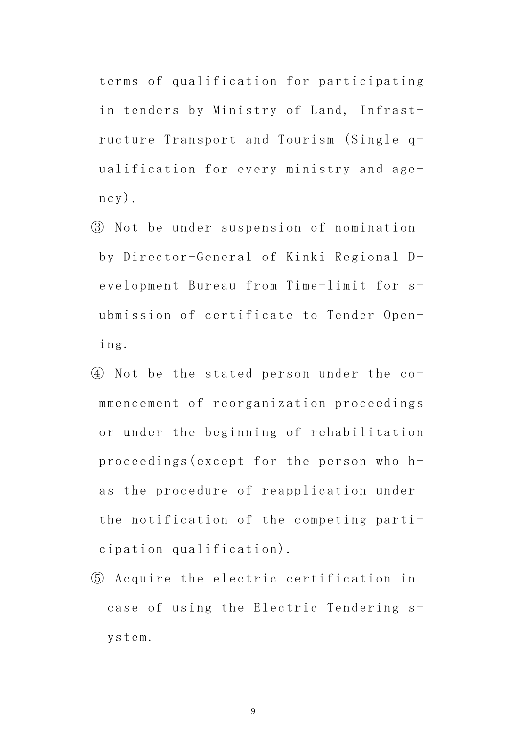terms of qualification for participating in tenders by Ministry of Land, Infrastructure Transport and Tourism (Single qualification for every ministry and agency).

③ Not be under suspension of nomination by Director-General of Kinki Regional Development Bureau from Time-limit for submission of certificate to Tender Opening.

④ Not be the stated person under the commencement of reorganization proceedings or under the beginning of rehabilitation proceedings(except for the person who has the procedure of reapplication under the notification of the competing participation qualification).

⑤ Acquire the electric certification in case of using the Electric Tendering system.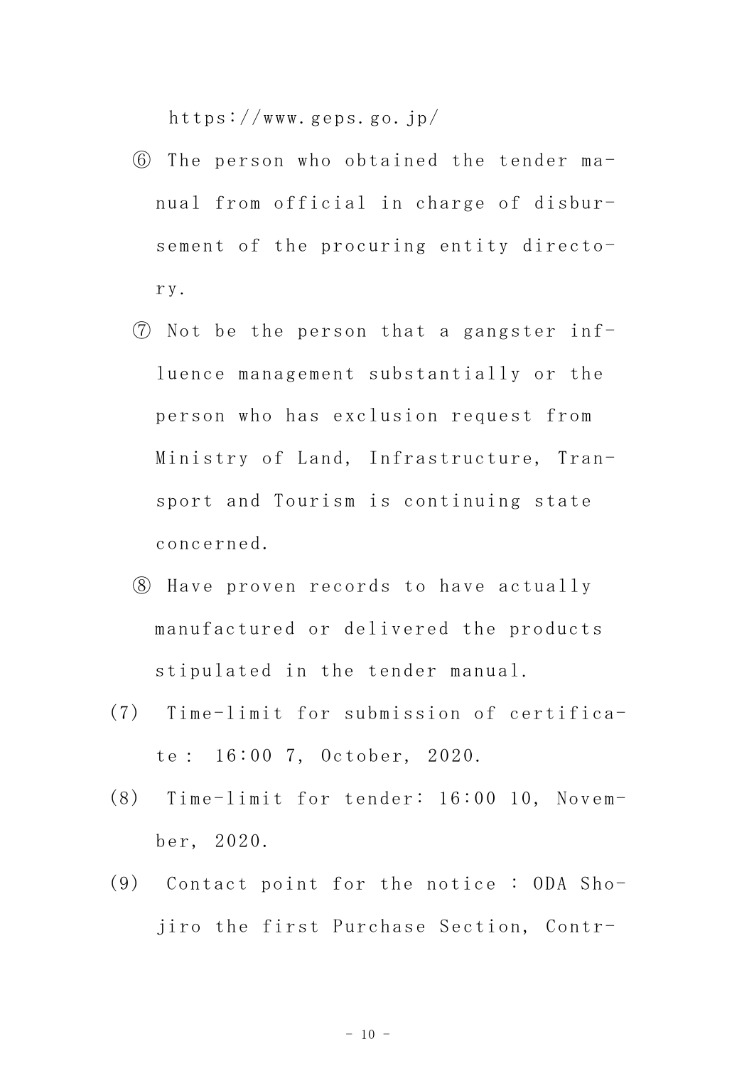https://www.geps.go.jp/

⑥ The person who obtained the tender manual from official in charge of disbursement of the procuring entity directory.

⑦ Not be the person that a gangster influence management substantially or the person who has exclusion request from Ministry of Land, Infrastructure, Transport and Tourism is continuing state concerned.

⑧ Have proven records to have actually manufactured or delivered the products stipulated in the tender manual.

(7) Time-limit for submission of certificate： 16:00 7, October, 2020.

(8) Time-limit for tender: 16:00 10, November, 2020.

(9) Contact point for the notice : ODA Shojiro the first Purchase Section, Contr-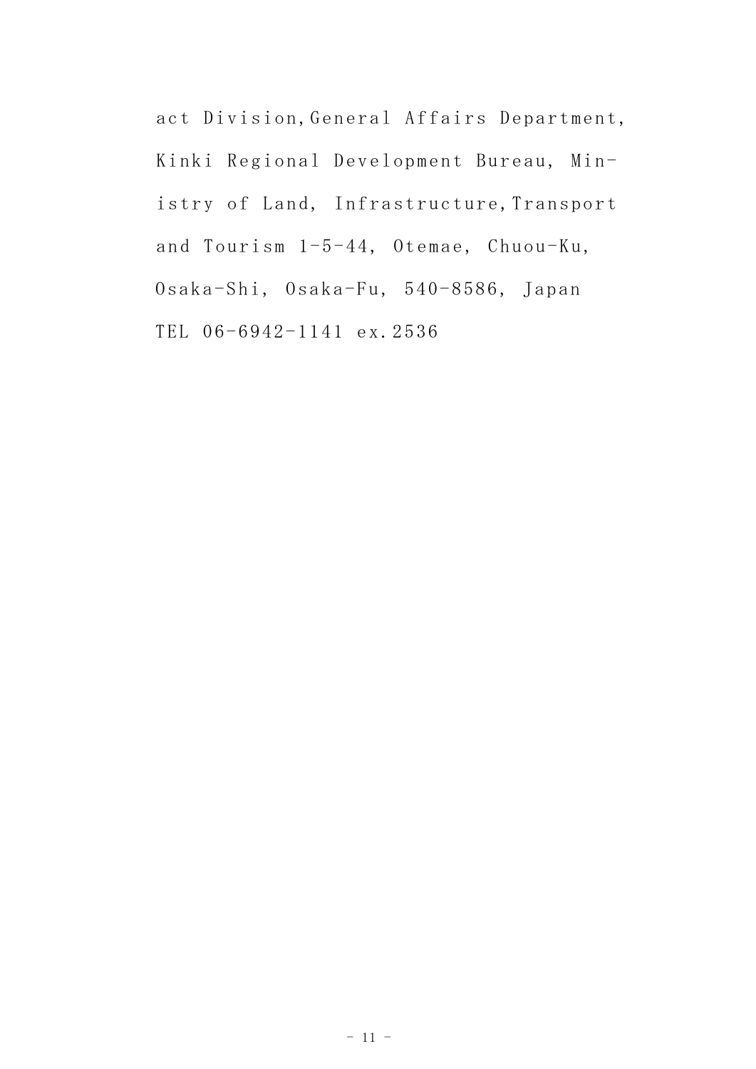act Division,General Affairs Department, Kinki Regional Development Bureau, Ministry of Land, Infrastructure,Transport and Tourism 1-5-44, Otemae, Chuou-Ku, Osaka-Shi, Osaka-Fu, 540-8586, Japan

TEL 06-6942-1141 ex.2536